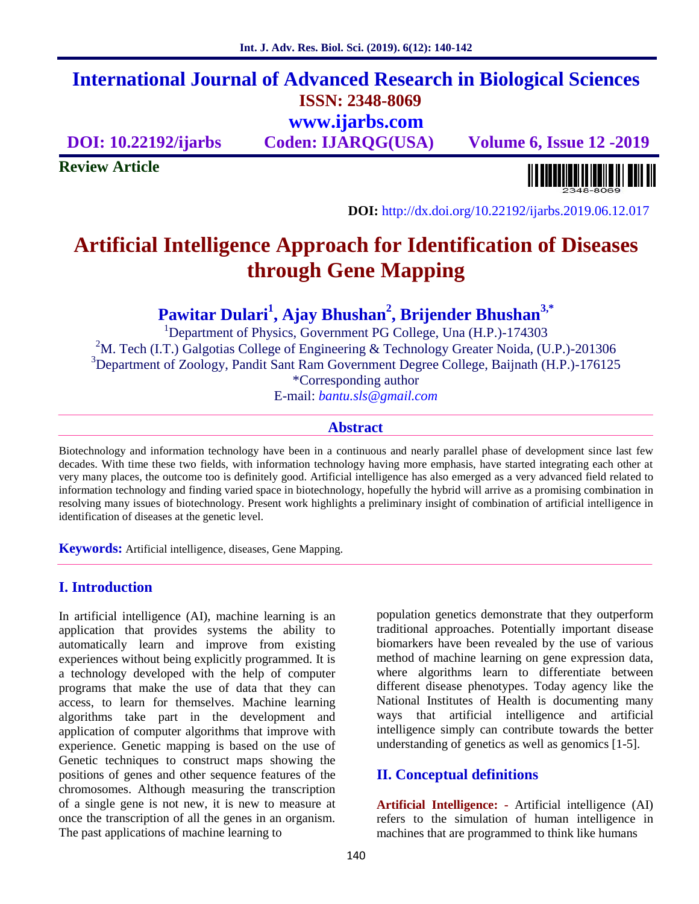# International Journal of Advanced Research in Biological Sciences

**ISSN: 2348-8069**

**www.ijarbs.com**

**DOI: 10.22192/ijarbs** **Coden: IJARQG(USA)** **Volume 6, Issue 12 -2019**

**Review Article**

**DOI:** http://dx.doi.org/10.22192/ijarbs.2019.06.12.017

# Artificial Intelligence Approach for Identification of Diseases through Gene Mapping

**Pawitar Dulari[1], Ajay Bhushan[2], Brijender Bhushan[3,*]**

[1]Department of Physics, Government PG College, Una (H.P.)-174303

[2]M. Tech (I.T.) Galgotias College of Engineering & Technology Greater Noida, (U.P.)-201306

[3]Department of Zoology, Pandit Sant Ram Government Degree College, Baijnath (H.P.)-176125

*Corresponding author

E-mail: *bantu.sls@gmail.com*

## Abstract

Biotechnology and information technology have been in a continuous and nearly parallel phase of development since last few decades. With time these two fields, with information technology having more emphasis, have started integrating each other at very many places, the outcome too is definitely good. Artificial intelligence has also emerged as a very advanced field related to information technology and finding varied space in biotechnology, hopefully the hybrid will arrive as a promising combination in resolving many issues of biotechnology. Present work highlights a preliminary insight of combination of artificial intelligence in identification of diseases at the genetic level.

**Keywords:** Artificial intelligence, diseases, Gene Mapping.

## I. Introduction

In artificial intelligence (AI), machine learning is an application that provides systems the ability to automatically learn and improve from existing experiences without being explicitly programmed. It is a technology developed with the help of computer programs that make the use of data that they can access, to learn for themselves. Machine learning algorithms take part in the development and application of computer algorithms that improve with experience. Genetic mapping is based on the use of Genetic techniques to construct maps showing the positions of genes and other sequence features of the chromosomes. Although measuring the transcription of a single gene is not new, it is new to measure at once the transcription of all the genes in an organism. The past applications of machine learning to population genetics demonstrate that they outperform traditional approaches. Potentially important disease biomarkers have been revealed by the use of various method of machine learning on gene expression data, where algorithms learn to differentiate between different disease phenotypes. Today agency like the National Institutes of Health is documenting many ways that artificial intelligence and artificial intelligence simply can contribute towards the better understanding of genetics as well as genomics [1-5].

## II. Conceptual definitions

**Artificial Intelligence: -** Artificial intelligence (AI) refers to the simulation of human intelligence in machines that are programmed to think like humans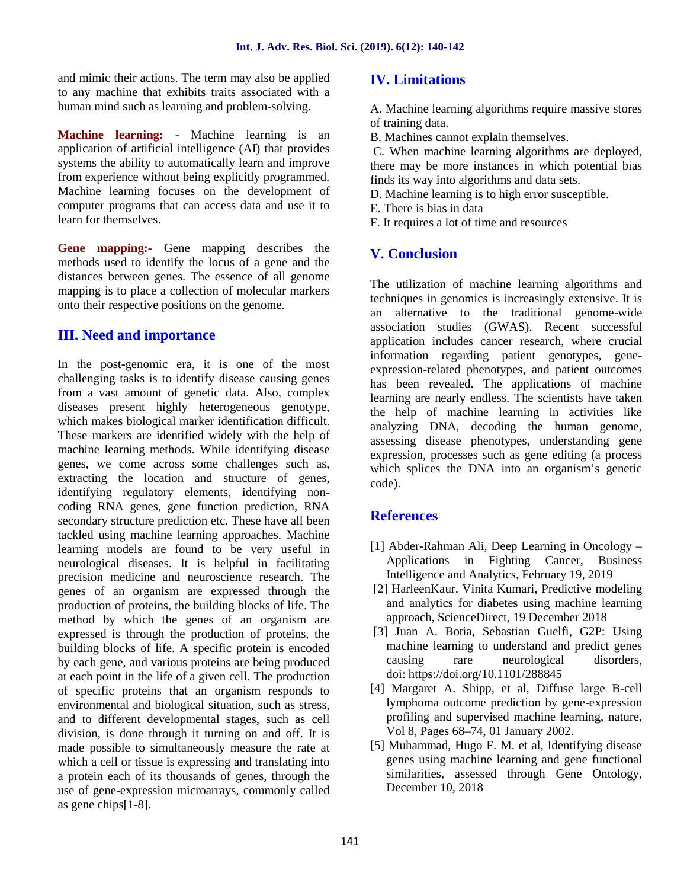and mimic their actions. The term may also be applied to any machine that exhibits traits associated with a human mind such as learning and problem-solving.

**Machine learning: -** Machine learning is an application of artificial intelligence (AI) that provides systems the ability to automatically learn and improve from experience without being explicitly programmed. Machine learning focuses on the development of computer programs that can access data and use it to learn for themselves.

**Gene mapping:-** Gene mapping describes the methods used to identify the locus of a gene and the distances between genes. The essence of all genome mapping is to place a collection of molecular markers onto their respective positions on the genome.

## III. Need and importance

In the post-genomic era, it is one of the most challenging tasks is to identify disease causing genes from a vast amount of genetic data. Also, complex diseases present highly heterogeneous genotype, which makes biological marker identification difficult. These markers are identified widely with the help of machine learning methods. While identifying disease genes, we come across some challenges such as, extracting the location and structure of genes, identifying regulatory elements, identifying non-coding RNA genes, gene function prediction, RNA secondary structure prediction etc. These have all been tackled using machine learning approaches. Machine learning models are found to be very useful in neurological diseases. It is helpful in facilitating precision medicine and neuroscience research. The genes of an organism are expressed through the production of proteins, the building blocks of life. The method by which the genes of an organism are expressed is through the production of proteins, the building blocks of life. A specific protein is encoded by each gene, and various proteins are being produced at each point in the life of a given cell. The production of specific proteins that an organism responds to environmental and biological situation, such as stress, and to different developmental stages, such as cell division, is done through it turning on and off. It is made possible to simultaneously measure the rate at which a cell or tissue is expressing and translating into a protein each of its thousands of genes, through the use of gene-expression microarrays, commonly called as gene chips[1-8].

## IV. Limitations

A. Machine learning algorithms require massive stores of training data.

B. Machines cannot explain themselves.

C. When machine learning algorithms are deployed, there may be more instances in which potential bias finds its way into algorithms and data sets.

D. Machine learning is to high error susceptible.

E. There is bias in data

F. It requires a lot of time and resources

## V. Conclusion

The utilization of machine learning algorithms and techniques in genomics is increasingly extensive. It is an alternative to the traditional genome-wide association studies (GWAS). Recent successful application includes cancer research, where crucial information regarding patient genotypes, gene-expression-related phenotypes, and patient outcomes has been revealed. The applications of machine learning are nearly endless. The scientists have taken the help of machine learning in activities like analyzing DNA, decoding the human genome, assessing disease phenotypes, understanding gene expression, processes such as gene editing (a process which splices the DNA into an organism's genetic code).

## References

[1] Abder-Rahman Ali, Deep Learning in Oncology – Applications in Fighting Cancer, Business Intelligence and Analytics, February 19, 2019

[2] HarleenKaur, Vinita Kumari, Predictive modeling and analytics for diabetes using machine learning approach, ScienceDirect, 19 December 2018

[3] Juan A. Botia, Sebastian Guelfi, G2P: Using machine learning to understand and predict genes causing rare neurological disorders, doi: https://doi.org/10.1101/288845

[4] Margaret A. Shipp, et al, Diffuse large B-cell lymphoma outcome prediction by gene-expression profiling and supervised machine learning, nature, Vol 8, Pages 68–74, 01 January 2002.

[5] Muhammad, Hugo F. M. et al, Identifying disease genes using machine learning and gene functional similarities, assessed through Gene Ontology, December 10, 2018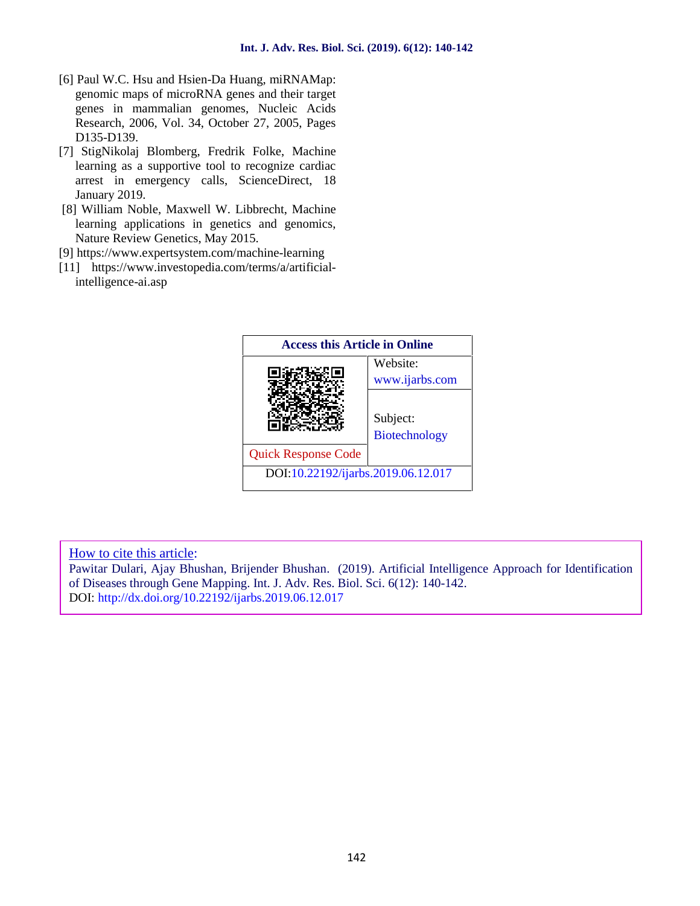[6] Paul W.C. Hsu and Hsien-Da Huang, miRNAMap: genomic maps of microRNA genes and their target genes in mammalian genomes, Nucleic Acids Research, 2006, Vol. 34, October 27, 2005, Pages D135-D139.

[7] StigNikolaj Blomberg, Fredrik Folke, Machine learning as a supportive tool to recognize cardiac arrest in emergency calls, ScienceDirect, 18 January 2019.

[8] William Noble, Maxwell W. Libbrecht, Machine learning applications in genetics and genomics, Nature Review Genetics, May 2015.

[9] https://www.expertsystem.com/machine-learning

[11] https://www.investopedia.com/terms/a/artificial-intelligence-ai.asp

| Access this Article in Online | |
|---|---|
| | Website: www.ijarbs.com |
| Quick Response Code | Subject: Biotechnology |
| DOI:10.22192/ijarbs.2019.06.12.017 | |

How to cite this article:
Pawitar Dulari, Ajay Bhushan, Brijender Bhushan. (2019). Artificial Intelligence Approach for Identification of Diseases through Gene Mapping. Int. J. Adv. Res. Biol. Sci. 6(12): 140-142.
DOI: http://dx.doi.org/10.22192/ijarbs.2019.06.12.017